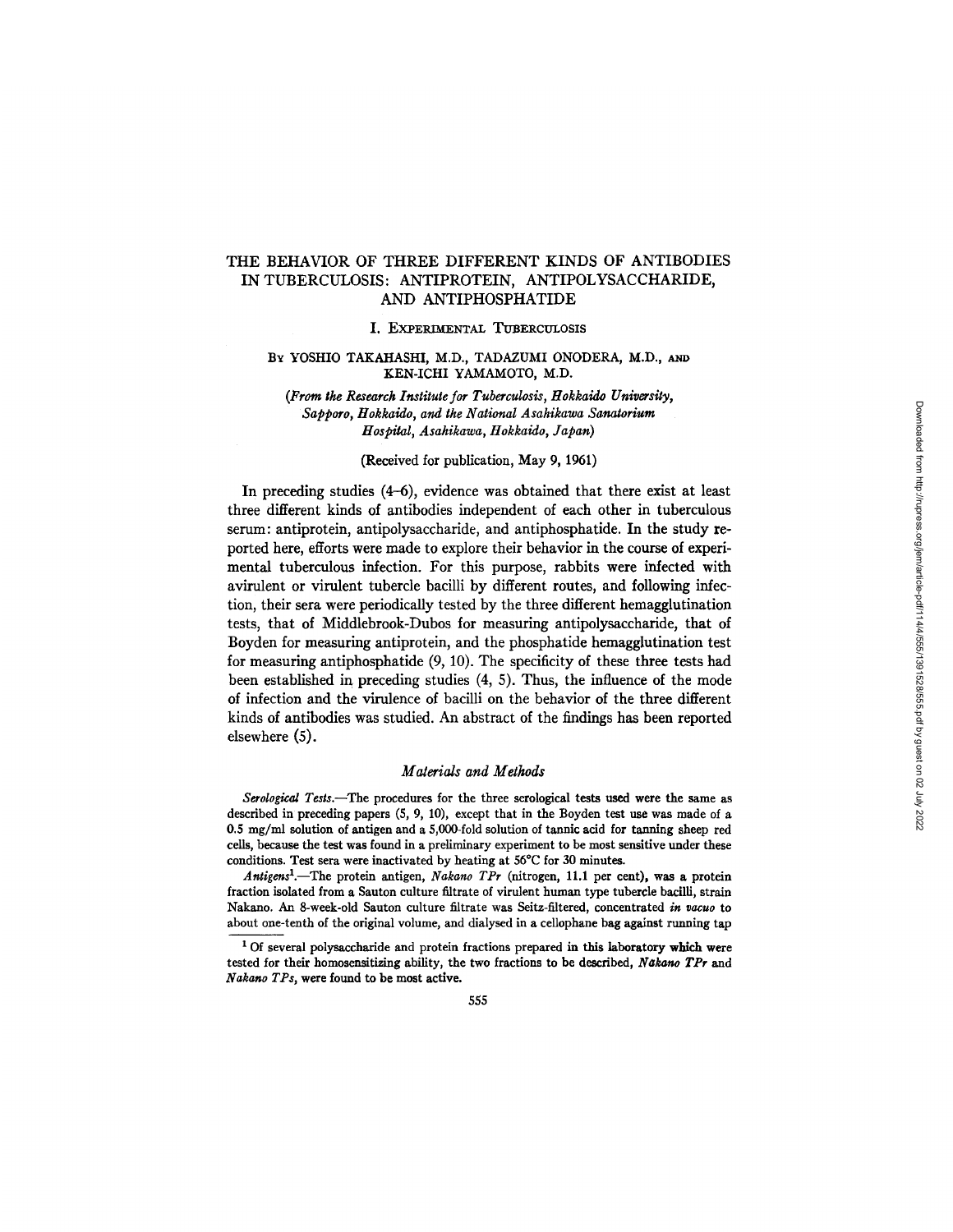# THE BEHAVIOR OF THREE DIFFERENT KINDS OF ANTIBODIES IN TUBERCULOSIS: ANTIPROTEIN, ANTIPOLYSACCHARIDE, AND ANTIPHOSPHATIDE

## I. Experimental Tuberculosis

By YOSHIO TAKAHASHI, M.D., TADAZUMI ONODERA, M.D., and KEN-ICHI YAMAMOTO, M.D.

*(From the Research Institute for Tuberculosis, Hokkaido University, Sapporo, Hokkaido, and the National Asahikawa Sanatorium Hospital, Asahikawa, Hokkaido, Japan)*

(Received for publication, May 9, 1961)

In preceding studies (4–6), evidence was obtained that there exist at least three different kinds of antibodies independent of each other in tuberculous serum: antiprotein, antipolysaccharide, and antiphosphatide. In the study reported here, efforts were made to explore their behavior in the course of experimental tuberculous infection. For this purpose, rabbits were infected with avirulent or virulent tubercle bacilli by different routes, and following infection, their sera were periodically tested by the three different hemagglutination tests, that of Middlebrook-Dubos for measuring antipolysaccharide, that of Boyden for measuring antiprotein, and the phosphatide hemagglutination test for measuring antiphosphatide (9, 10). The specificity of these three tests had been established in preceding studies (4, 5). Thus, the influence of the mode of infection and the virulence of bacilli on the behavior of the three different kinds of antibodies was studied. An abstract of the findings has been reported elsewhere (5).

### *Materials and Methods*

*Serological Tests.*—The procedures for the three serological tests used were the same as described in preceding papers (5, 9, 10), except that in the Boyden test use was made of a 0.5 mg/ml solution of antigen and a 5,000-fold solution of tannic acid for tanning sheep red cells, because the test was found in a preliminary experiment to be most sensitive under these conditions. Test sera were inactivated by heating at 56°C for 30 minutes.

*Antigens*[1].—The protein antigen, *Nakano TPr* (nitrogen, 11.1 per cent), was a protein fraction isolated from a Sauton culture filtrate of virulent human type tubercle bacilli, strain Nakano. An 8-week-old Sauton culture filtrate was Seitz-filtered, concentrated *in vacuo* to about one-tenth of the original volume, and dialysed in a cellophane bag against running tap

[1] Of several polysaccharide and protein fractions prepared in this laboratory which were tested for their homosensitizing ability, the two fractions to be described, *Nakano TPr* and *Nakano TPs*, were found to be most active.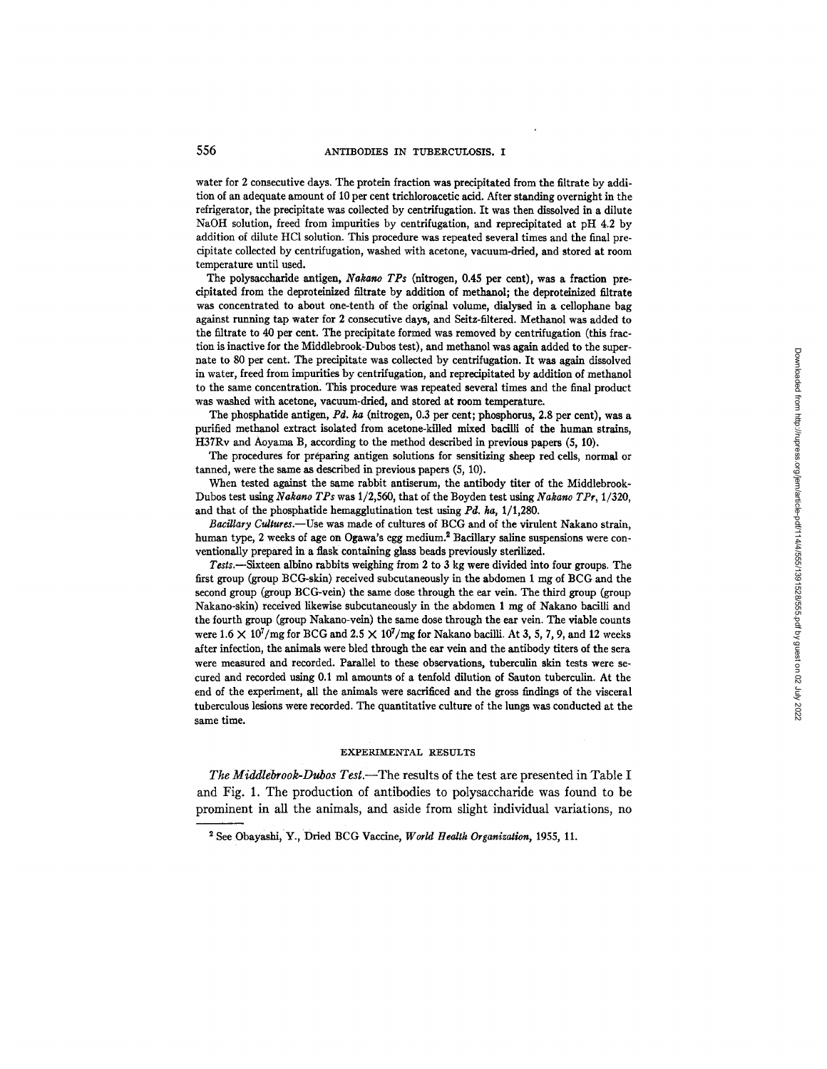water for 2 consecutive days. The protein fraction was precipitated from the filtrate by addition of an adequate amount of 10 per cent trichloroacetic acid. After standing overnight in the refrigerator, the precipitate was collected by centrifugation. It was then dissolved in a dilute NaOH solution, freed from impurities by centrifugation, and reprecipitated at pH 4.2 by addition of dilute HCl solution. This procedure was repeated several times and the final precipitate collected by centrifugation, washed with acetone, vacuum-dried, and stored at room temperature until used.

The polysaccharide antigen, *Nakano TPs* (nitrogen, 0.45 per cent), was a fraction precipitated from the deproteinized filtrate by addition of methanol; the deproteinized filtrate was concentrated to about one-tenth of the original volume, dialysed in a cellophane bag against running tap water for 2 consecutive days, and Seitz-filtered. Methanol was added to the filtrate to 40 per cent. The precipitate formed was removed by centrifugation (this fraction is inactive for the Middlebrook-Dubos test), and methanol was again added to the supernate to 80 per cent. The precipitate was collected by centrifugation. It was again dissolved in water, freed from impurities by centrifugation, and reprecipitated by addition of methanol to the same concentration. This procedure was repeated several times and the final product was washed with acetone, vacuum-dried, and stored at room temperature.

The phosphatide antigen, *Pd. ha* (nitrogen, 0.3 per cent; phosphorus, 2.8 per cent), was a purified methanol extract isolated from acetone-killed mixed bacilli of the human strains, H37Rv and Aoyama B, according to the method described in previous papers (5, 10).

The procedures for preparing antigen solutions for sensitizing sheep red cells, normal or tanned, were the same as described in previous papers (5, 10).

When tested against the same rabbit antiserum, the antibody titer of the Middlebrook-Dubos test using *Nakano TPs* was 1/2,560, that of the Boyden test using *Nakano TPr*, 1/320, and that of the phosphatide hemagglutination test using *Pd. ha*, 1/1,280.

*Bacillary Cultures.*—Use was made of cultures of BCG and of the virulent Nakano strain, human type, 2 weeks of age on Ogawa's egg medium.[2] Bacillary saline suspensions were conventionally prepared in a flask containing glass beads previously sterilized.

*Tests.*—Sixteen albino rabbits weighing from 2 to 3 kg were divided into four groups. The first group (group BCG-skin) received subcutaneously in the abdomen 1 mg of BCG and the second group (group BCG-vein) the same dose through the ear vein. The third group (group Nakano-skin) received likewise subcutaneously in the abdomen 1 mg of Nakano bacilli and the fourth group (group Nakano-vein) the same dose through the ear vein. The viable counts were $1.6 \times 10^7$/mg for BCG and $2.5 \times 10^7$/mg for Nakano bacilli. At 3, 5, 7, 9, and 12 weeks after infection, the animals were bled through the ear vein and the antibody titers of the sera were measured and recorded. Parallel to these observations, tuberculin skin tests were secured and recorded using 0.1 ml amounts of a tenfold dilution of Sauton tuberculin. At the end of the experiment, all the animals were sacrificed and the gross findings of the visceral tuberculous lesions were recorded. The quantitative culture of the lungs was conducted at the same time.

## EXPERIMENTAL RESULTS

*The Middlebrook-Dubos Test.*—The results of the test are presented in Table I and Fig. 1. The production of antibodies to polysaccharide was found to be prominent in all the animals, and aside from slight individual variations, no

[2] See Obayashi, Y., Dried BCG Vaccine, *World Health Organization*, 1955, 11.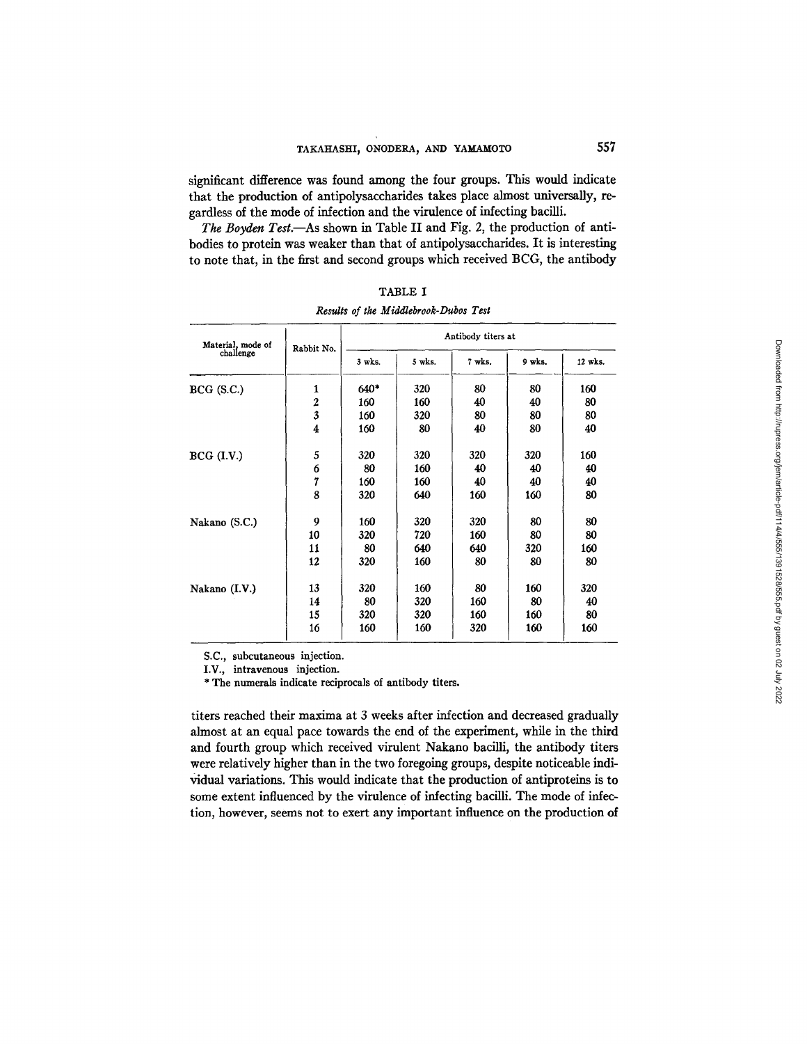significant difference was found among the four groups. This would indicate that the production of antipolysaccharides takes place almost universally, regardless of the mode of infection and the virulence of infecting bacilli.

*The Boyden Test.*—As shown in Table II and Fig. 2, the production of antibodies to protein was weaker than that of antipolysaccharides. It is interesting to note that, in the first and second groups which received BCG, the antibody

TABLE I

*Results of the Middlebrook-Dubos Test*

| Material, mode of challenge | Rabbit No. | Antibody titers at | | | | |
|---|---|---|---|---|---|---|
| | | 3 wks. | 5 wks. | 7 wks. | 9 wks. | 12 wks. |
| BCG (S.C.) | 1 | 640* | 320 | 80 | 80 | 160 |
| | 2 | 160 | 160 | 40 | 40 | 80 |
| | 3 | 160 | 320 | 80 | 80 | 80 |
| | 4 | 160 | 80 | 40 | 80 | 40 |
| BCG (I.V.) | 5 | 320 | 320 | 320 | 320 | 160 |
| | 6 | 80 | 160 | 40 | 40 | 40 |
| | 7 | 160 | 160 | 40 | 40 | 40 |
| | 8 | 320 | 640 | 160 | 160 | 80 |
| Nakano (S.C.) | 9 | 160 | 320 | 320 | 80 | 80 |
| | 10 | 320 | 720 | 160 | 80 | 80 |
| | 11 | 80 | 640 | 640 | 320 | 160 |
| | 12 | 320 | 160 | 80 | 80 | 80 |
| Nakano (I.V.) | 13 | 320 | 160 | 80 | 160 | 320 |
| | 14 | 80 | 320 | 160 | 80 | 40 |
| | 15 | 320 | 320 | 160 | 160 | 80 |
| | 16 | 160 | 160 | 320 | 160 | 160 |

S.C., subcutaneous injection.

I.V., intravenous injection.

\* The numerals indicate reciprocals of antibody titers.

titers reached their maxima at 3 weeks after infection and decreased gradually almost at an equal pace towards the end of the experiment, while in the third and fourth group which received virulent Nakano bacilli, the antibody titers were relatively higher than in the two foregoing groups, despite noticeable individual variations. This would indicate that the production of antiproteins is to some extent influenced by the virulence of infecting bacilli. The mode of infection, however, seems not to exert any important influence on the production of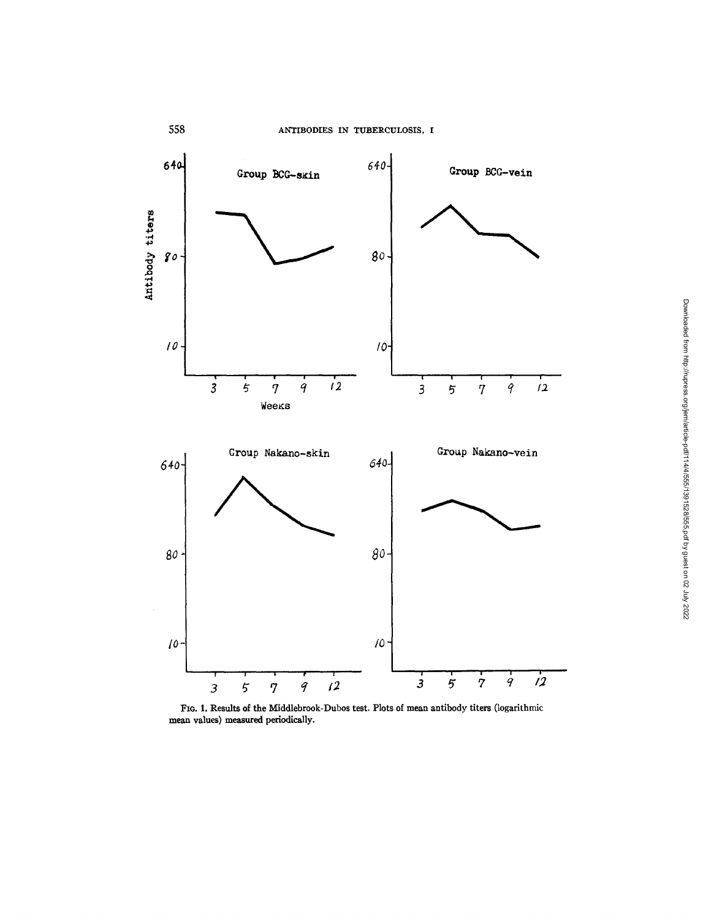FIG. 1. Results of the Middlebrook-Dubos test. Plots of mean antibody titers (logarithmic mean values) measured periodically.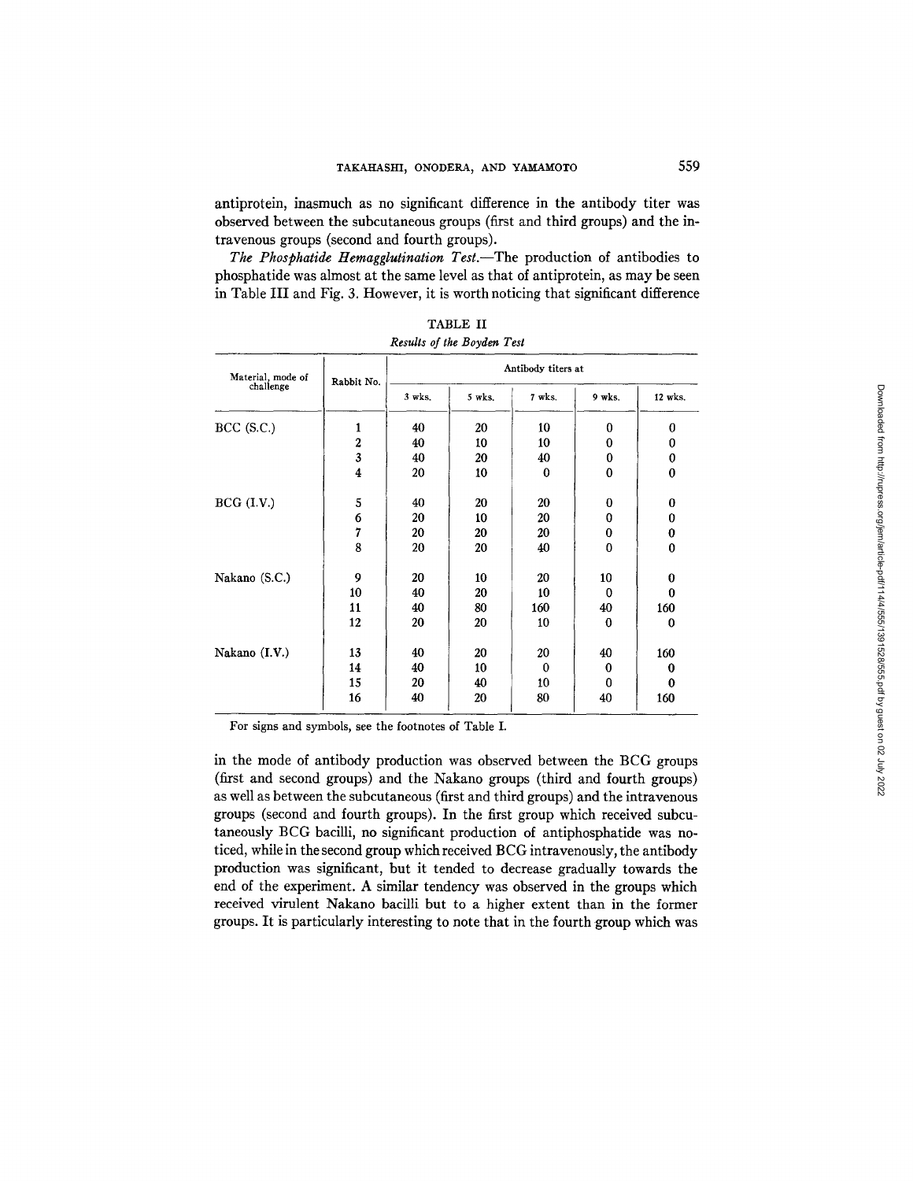antiprotein, inasmuch as no significant difference in the antibody titer was observed between the subcutaneous groups (first and third groups) and the intravenous groups (second and fourth groups).

*The Phosphatide Hemagglutination Test.*—The production of antibodies to phosphatide was almost at the same level as that of antiprotein, as may be seen in Table III and Fig. 3. However, it is worth noticing that significant difference

TABLE II

*Results of the Boyden Test*

| Material, mode of challenge | Rabbit No. | Antibody titers at | | | | |
|---|---|---|---|---|---|---|
| | | 3 wks. | 5 wks. | 7 wks. | 9 wks. | 12 wks. |
| BCG (S.C.) | 1 | 40 | 20 | 10 | 0 | 0 |
| | 2 | 40 | 10 | 10 | 0 | 0 |
| | 3 | 40 | 20 | 40 | 0 | 0 |
| | 4 | 20 | 10 | 0 | 0 | 0 |
| BCG (I.V.) | 5 | 40 | 20 | 20 | 0 | 0 |
| | 6 | 20 | 10 | 20 | 0 | 0 |
| | 7 | 20 | 20 | 20 | 0 | 0 |
| | 8 | 20 | 20 | 40 | 0 | 0 |
| Nakano (S.C.) | 9 | 20 | 10 | 20 | 10 | 0 |
| | 10 | 40 | 20 | 10 | 0 | 0 |
| | 11 | 40 | 80 | 160 | 40 | 160 |
| | 12 | 20 | 20 | 10 | 0 | 0 |
| Nakano (I.V.) | 13 | 40 | 20 | 20 | 40 | 160 |
| | 14 | 40 | 10 | 0 | 0 | 0 |
| | 15 | 20 | 40 | 10 | 0 | 0 |
| | 16 | 40 | 20 | 80 | 40 | 160 |

For signs and symbols, see the footnotes of Table I.

in the mode of antibody production was observed between the BCG groups (first and second groups) and the Nakano groups (third and fourth groups) as well as between the subcutaneous (first and third groups) and the intravenous groups (second and fourth groups). In the first group which received subcutaneously BCG bacilli, no significant production of antiphosphatide was noticed, while in the second group which received BCG intravenously, the antibody production was significant, but it tended to decrease gradually towards the end of the experiment. A similar tendency was observed in the groups which received virulent Nakano bacilli but to a higher extent than in the former groups. It is particularly interesting to note that in the fourth group which was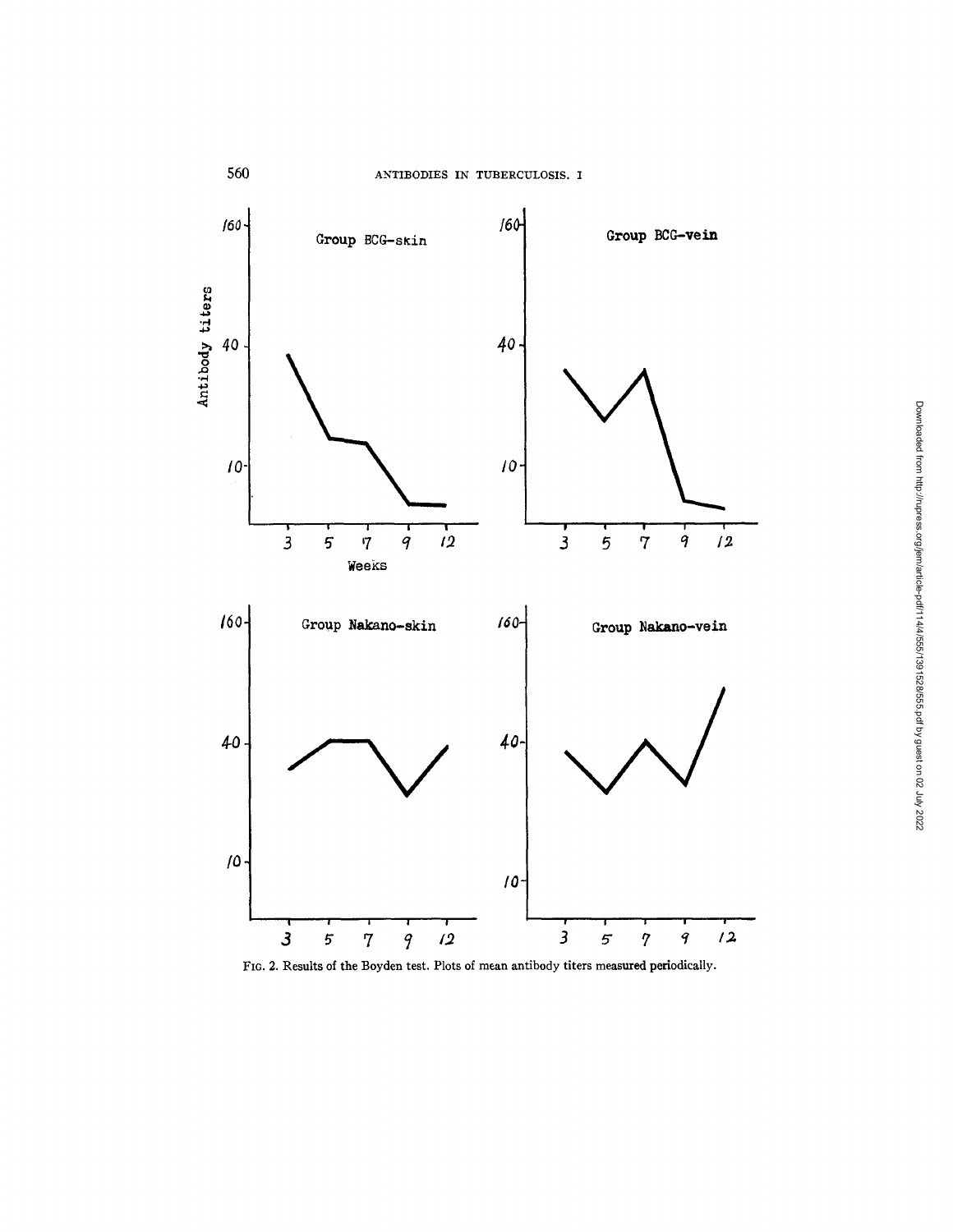FIG. 2. Results of the Boyden test. Plots of mean antibody titers measured periodically.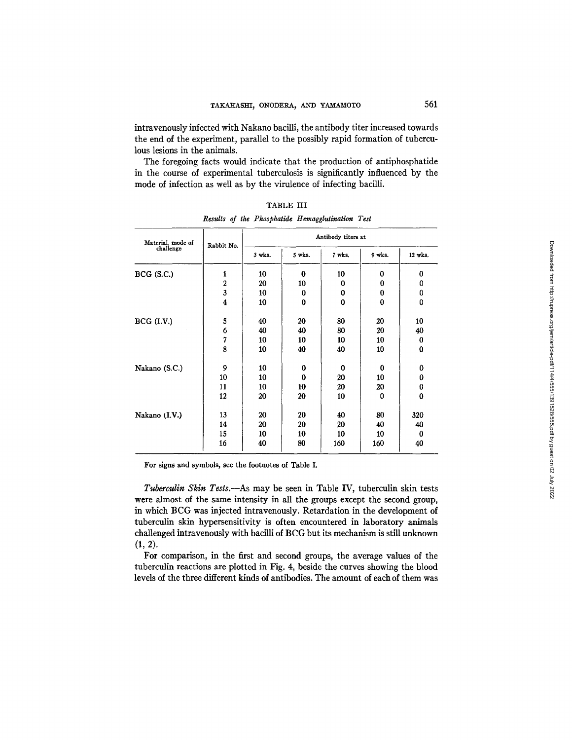intravenously infected with Nakano bacilli, the antibody titer increased towards the end of the experiment, parallel to the possibly rapid formation of tuberculous lesions in the animals.

The foregoing facts would indicate that the production of antiphosphatide in the course of experimental tuberculosis is significantly influenced by the mode of infection as well as by the virulence of infecting bacilli.

TABLE III

*Results of the Phosphatide Hemagglutination Test*

| Material, mode of challenge | Rabbit No. | Antibody titers at | | | | |
|---|---|---|---|---|---|---|
| | | 3 wks. | 5 wks. | 7 wks. | 9 wks. | 12 wks. |
| BCG (S.C.) | 1 | 10 | 0 | 10 | 0 | 0 |
| | 2 | 20 | 10 | 0 | 0 | 0 |
| | 3 | 10 | 0 | 0 | 0 | 0 |
| | 4 | 10 | 0 | 0 | 0 | 0 |
| BCG (I.V.) | 5 | 40 | 20 | 80 | 20 | 10 |
| | 6 | 40 | 40 | 80 | 20 | 40 |
| | 7 | 10 | 10 | 10 | 10 | 0 |
| | 8 | 10 | 40 | 40 | 10 | 0 |
| Nakano (S.C.) | 9 | 10 | 0 | 0 | 0 | 0 |
| | 10 | 10 | 0 | 20 | 10 | 0 |
| | 11 | 10 | 10 | 20 | 20 | 0 |
| | 12 | 20 | 20 | 10 | 0 | 0 |
| Nakano (I.V.) | 13 | 20 | 20 | 40 | 80 | 320 |
| | 14 | 20 | 20 | 20 | 40 | 40 |
| | 15 | 10 | 10 | 10 | 10 | 0 |
| | 16 | 40 | 80 | 160 | 160 | 40 |

For signs and symbols, see the footnotes of Table I.

*Tuberculin Skin Tests.*—As may be seen in Table IV, tuberculin skin tests were almost of the same intensity in all the groups except the second group, in which BCG was injected intravenously. Retardation in the development of tuberculin skin hypersensitivity is often encountered in laboratory animals challenged intravenously with bacilli of BCG but its mechanism is still unknown (1, 2).

For comparison, in the first and second groups, the average values of the tuberculin reactions are plotted in Fig. 4, beside the curves showing the blood levels of the three different kinds of antibodies. The amount of each of them was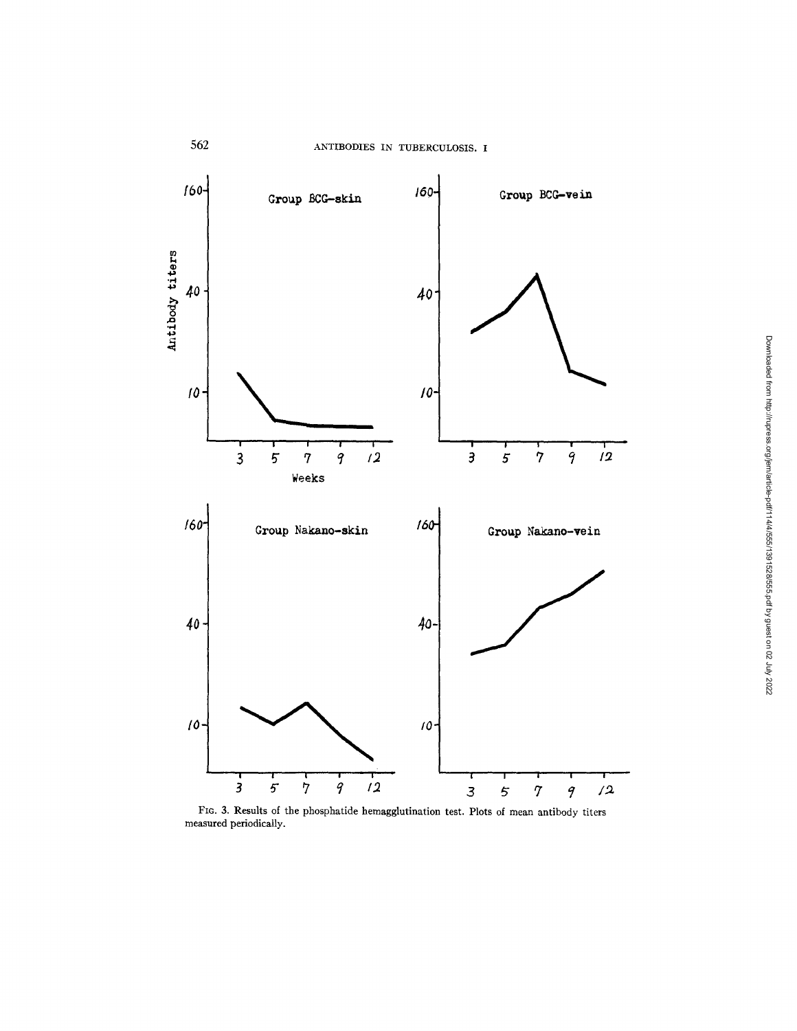FIG. 3. Results of the phosphatide hemagglutination test. Plots of mean antibody titers measured periodically.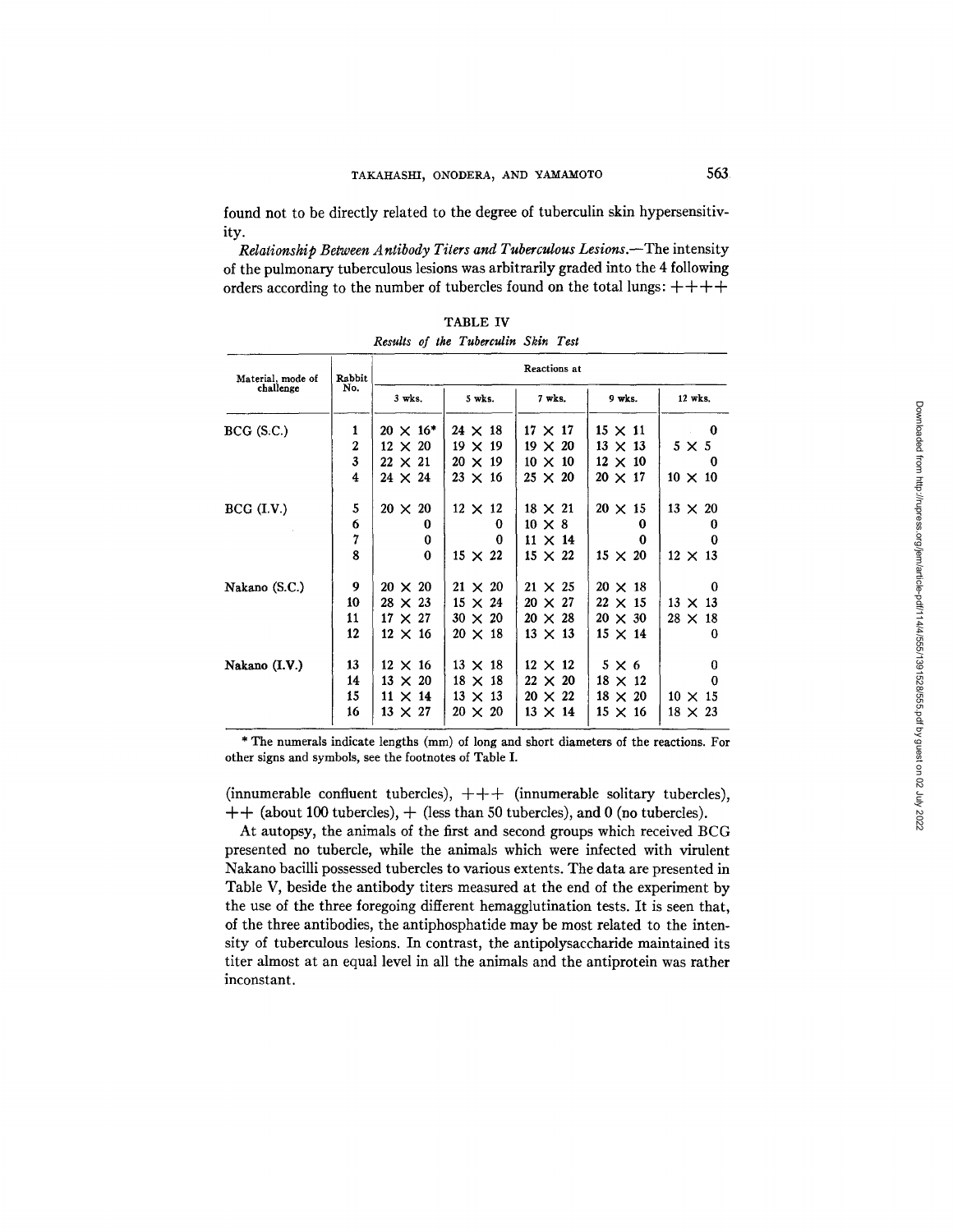found not to be directly related to the degree of tuberculin skin hypersensitivity.

*Relationship Between Antibody Titers and Tuberculous Lesions.*—The intensity of the pulmonary tuberculous lesions was arbitrarily graded into the 4 following orders according to the number of tubercles found on the total lungs: ++++ (innumerable confluent tubercles), +++ (innumerable solitary tubercles), ++ (about 100 tubercles), + (less than 50 tubercles), and 0 (no tubercles).

TABLE IV

*Results of the Tuberculin Skin Test*

| Material, mode of challenge | Rabbit No. | Reactions at | | | | |
|---|---|---|---|---|---|---|
| | | 3 wks. | 5 wks. | 7 wks. | 9 wks. | 12 wks. |
| BCG (S.C.) | 1 | 20 × 16* | 24 × 18 | 17 × 17 | 15 × 11 | 0 |
| | 2 | 12 × 20 | 19 × 19 | 19 × 20 | 13 × 13 | 5 × 5 |
| | 3 | 22 × 21 | 20 × 19 | 10 × 10 | 12 × 10 | 0 |
| | 4 | 24 × 24 | 23 × 16 | 25 × 20 | 20 × 17 | 10 × 10 |
| BCG (I.V.) | 5 | 20 × 20 | 12 × 12 | 18 × 21 | 20 × 15 | 13 × 20 |
| | 6 | 0 | 0 | 10 × 8 | 0 | 0 |
| | 7 | 0 | 0 | 11 × 14 | 0 | 0 |
| | 8 | 0 | 15 × 22 | 15 × 22 | 15 × 20 | 12 × 13 |
| Nakano (S.C.) | 9 | 20 × 20 | 21 × 20 | 21 × 25 | 20 × 18 | 0 |
| | 10 | 28 × 23 | 15 × 24 | 20 × 27 | 22 × 15 | 13 × 13 |
| | 11 | 17 × 27 | 30 × 20 | 20 × 28 | 20 × 30 | 28 × 18 |
| | 12 | 12 × 16 | 20 × 18 | 13 × 13 | 15 × 14 | 0 |
| Nakano (I.V.) | 13 | 12 × 16 | 13 × 18 | 12 × 12 | 5 × 6 | 0 |
| | 14 | 13 × 20 | 18 × 18 | 22 × 20 | 18 × 12 | 0 |
| | 15 | 11 × 14 | 13 × 13 | 20 × 22 | 18 × 20 | 10 × 15 |
| | 16 | 13 × 27 | 20 × 20 | 13 × 14 | 15 × 16 | 18 × 23 |

* The numerals indicate lengths (mm) of long and short diameters of the reactions. For other signs and symbols, see the footnotes of Table I.

At autopsy, the animals of the first and second groups which received BCG presented no tubercle, while the animals which were infected with virulent Nakano bacilli possessed tubercles to various extents. The data are presented in Table V, beside the antibody titers measured at the end of the experiment by the use of the three foregoing different hemagglutination tests. It is seen that, of the three antibodies, the antiphosphatide may be most related to the intensity of tuberculous lesions. In contrast, the antipolysaccharide maintained its titer almost at an equal level in all the animals and the antiprotein was rather inconstant.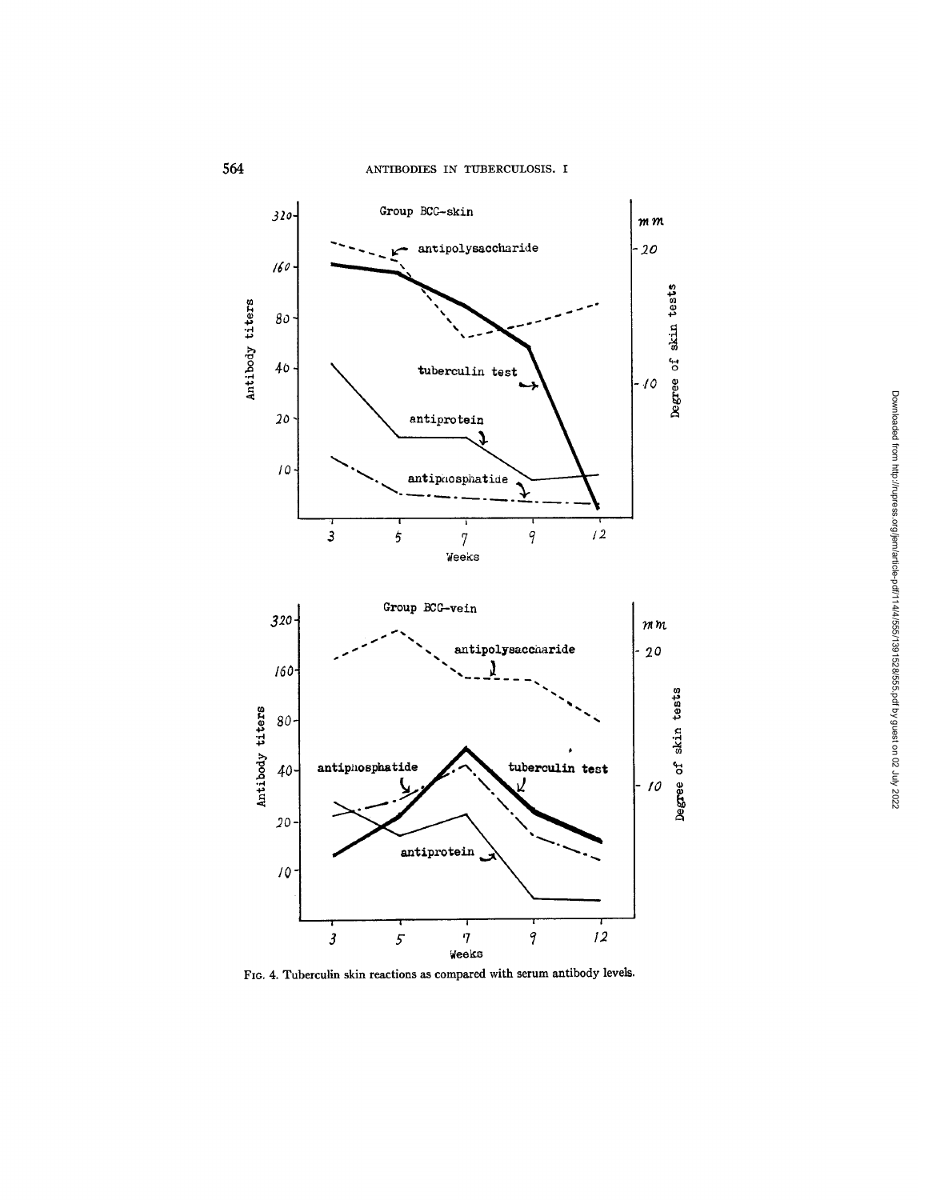FIG. 4. Tuberculin skin reactions as compared with serum antibody levels.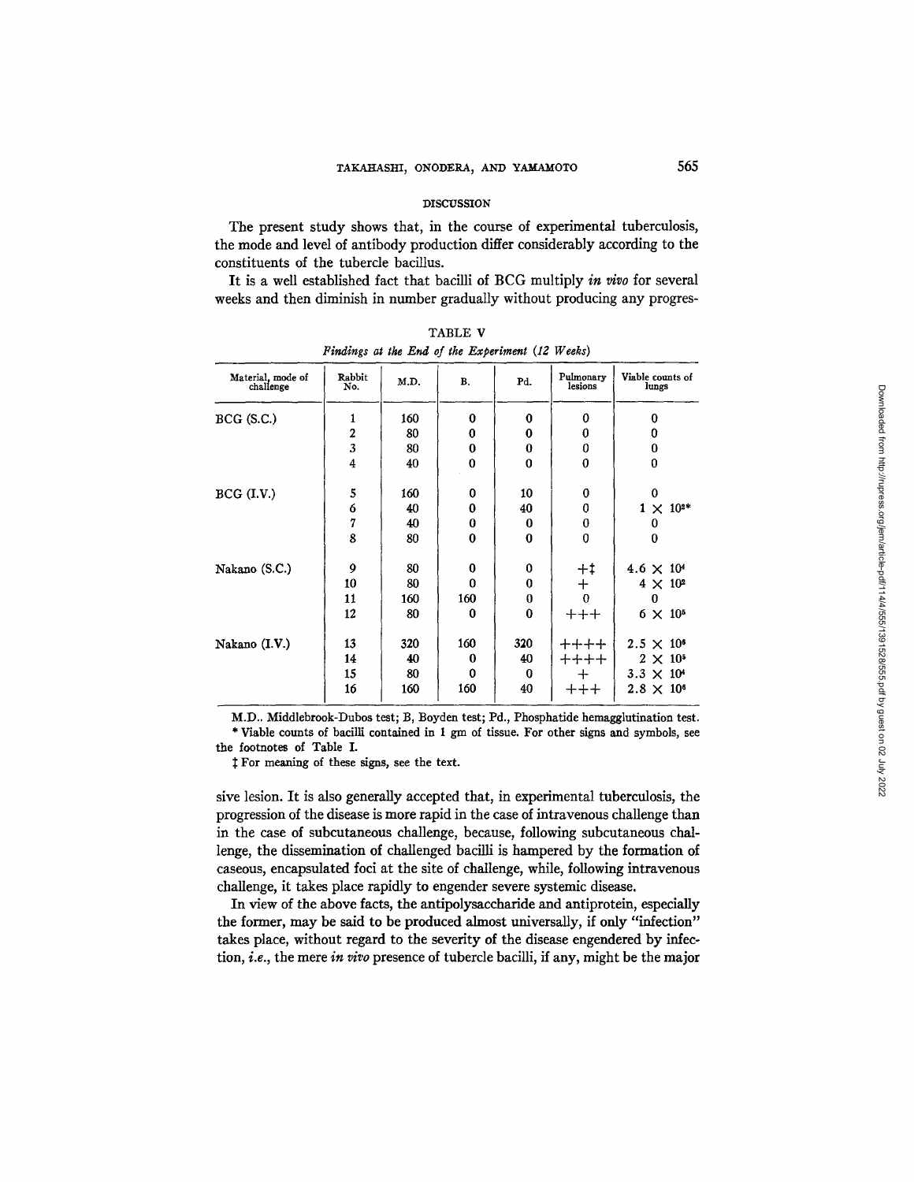## DISCUSSION

The present study shows that, in the course of experimental tuberculosis, the mode and level of antibody production differ considerably according to the constituents of the tubercle bacillus.

It is a well established fact that bacilli of BCG multiply *in vivo* for several weeks and then diminish in number gradually without producing any progressive lesion. It is also generally accepted that, in experimental tuberculosis, the progression of the disease is more rapid in the case of intravenous challenge than in the case of subcutaneous challenge, because, following subcutaneous challenge, the dissemination of challenged bacilli is hampered by the formation of caseous, encapsulated foci at the site of challenge, while, following intravenous challenge, it takes place rapidly to engender severe systemic disease.

TABLE V

*Findings at the End of the Experiment (12 Weeks)*

| Material, mode of challenge | Rabbit No. | M.D. | B. | Pd. | Pulmonary lesions | Viable counts of lungs |
|---|---|---|---|---|---|---|
| BCG (S.C.) | 1 | 160 | 0 | 0 | 0 | 0 |
| | 2 | 80 | 0 | 0 | 0 | 0 |
| | 3 | 80 | 0 | 0 | 0 | 0 |
| | 4 | 40 | 0 | 0 | 0 | 0 |
| BCG (I.V.) | 5 | 160 | 0 | 10 | 0 | 0 |
| | 6 | 40 | 0 | 40 | 0 | $1 \times 10^{2}$* |
| | 7 | 40 | 0 | 0 | 0 | 0 |
| | 8 | 80 | 0 | 0 | 0 | 0 |
| Nakano (S.C.) | 9 | 80 | 0 | 0 | +‡ | $4.6 \times 10^{4}$ |
| | 10 | 80 | 0 | 0 | + | $4 \times 10^{2}$ |
| | 11 | 160 | 160 | 0 | 0 | 0 |
| | 12 | 80 | 0 | 0 | +++ | $6 \times 10^{5}$ |
| Nakano (I.V.) | 13 | 320 | 160 | 320 | ++++ | $2.5 \times 10^{6}$ |
| | 14 | 40 | 0 | 40 | ++++ | $2 \times 10^{5}$ |
| | 15 | 80 | 0 | 0 | + | $3.3 \times 10^{4}$ |
| | 16 | 160 | 160 | 40 | +++ | $2.8 \times 10^{6}$ |

M.D., Middlebrook-Dubos test; B, Boyden test; Pd., Phosphatide hemagglutination test.

\* Viable counts of bacilli contained in 1 gm of tissue. For other signs and symbols, see the footnotes of Table I.

‡ For meaning of these signs, see the text.

In view of the above facts, the antipolysaccharide and antiprotein, especially the former, may be said to be produced almost universally, if only "infection" takes place, without regard to the severity of the disease engendered by infection, *i.e.*, the mere *in vivo* presence of tubercle bacilli, if any, might be the major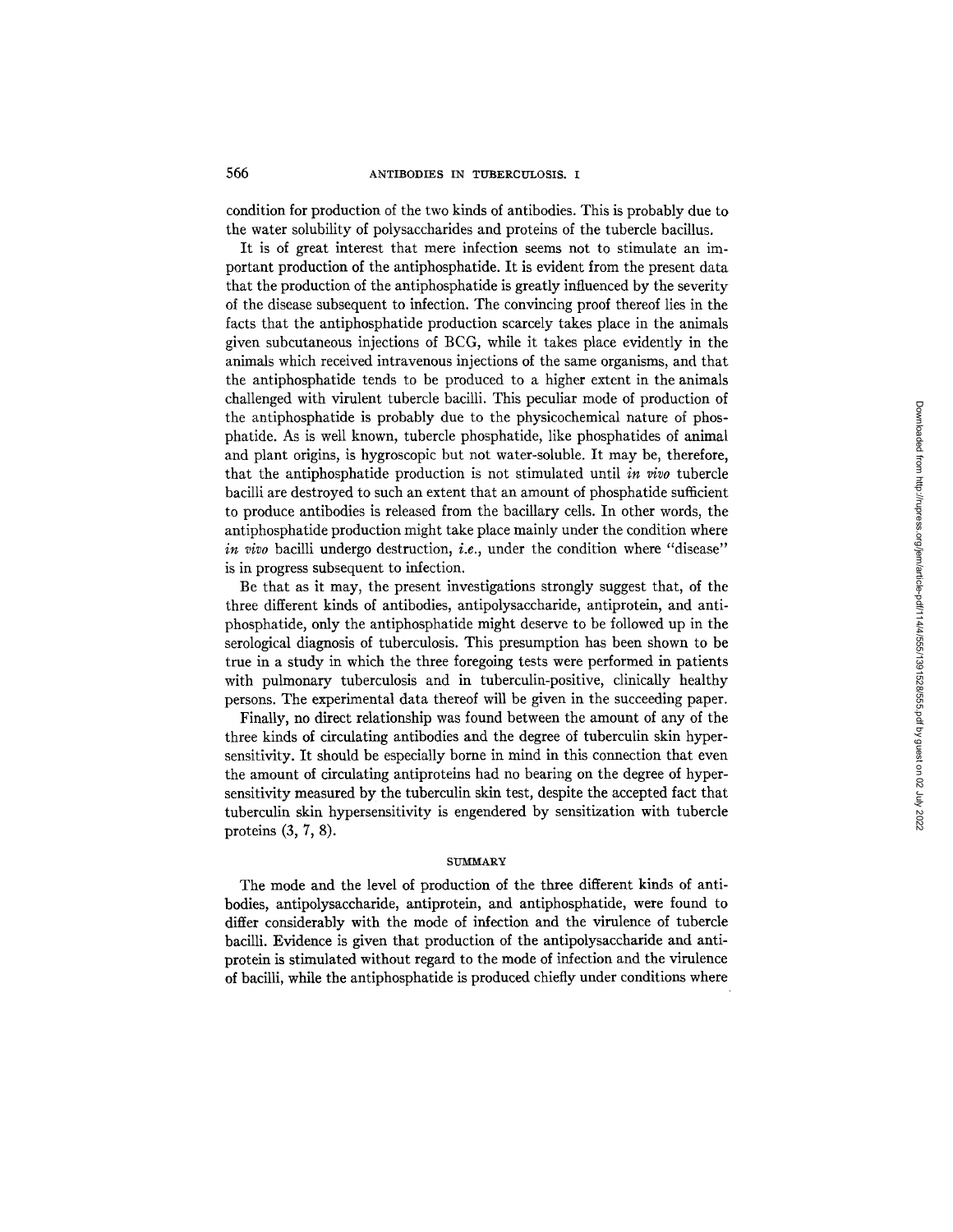condition for production of the two kinds of antibodies. This is probably due to the water solubility of polysaccharides and proteins of the tubercle bacillus.

It is of great interest that mere infection seems not to stimulate an important production of the antiphosphatide. It is evident from the present data that the production of the antiphosphatide is greatly influenced by the severity of the disease subsequent to infection. The convincing proof thereof lies in the facts that the antiphosphatide production scarcely takes place in the animals given subcutaneous injections of BCG, while it takes place evidently in the animals which received intravenous injections of the same organisms, and that the antiphosphatide tends to be produced to a higher extent in the animals challenged with virulent tubercle bacilli. This peculiar mode of production of the antiphosphatide is probably due to the physicochemical nature of phosphatide. As is well known, tubercle phosphatide, like phosphatides of animal and plant origins, is hygroscopic but not water-soluble. It may be, therefore, that the antiphosphatide production is not stimulated until *in vivo* tubercle bacilli are destroyed to such an extent that an amount of phosphatide sufficient to produce antibodies is released from the bacillary cells. In other words, the antiphosphatide production might take place mainly under the condition where *in vivo* bacilli undergo destruction, *i.e.*, under the condition where "disease" is in progress subsequent to infection.

Be that as it may, the present investigations strongly suggest that, of the three different kinds of antibodies, antipolysaccharide, antiprotein, and antiphosphatide, only the antiphosphatide might deserve to be followed up in the serological diagnosis of tuberculosis. This presumption has been shown to be true in a study in which the three foregoing tests were performed in patients with pulmonary tuberculosis and in tuberculin-positive, clinically healthy persons. The experimental data thereof will be given in the succeeding paper.

Finally, no direct relationship was found between the amount of any of the three kinds of circulating antibodies and the degree of tuberculin skin hypersensitivity. It should be especially borne in mind in this connection that even the amount of circulating antiproteins had no bearing on the degree of hypersensitivity measured by the tuberculin skin test, despite the accepted fact that tuberculin skin hypersensitivity is engendered by sensitization with tubercle proteins (3, 7, 8).

## SUMMARY

The mode and the level of production of the three different kinds of antibodies, antipolysaccharide, antiprotein, and antiphosphatide, were found to differ considerably with the mode of infection and the virulence of tubercle bacilli. Evidence is given that production of the antipolysaccharide and antiprotein is stimulated without regard to the mode of infection and the virulence of bacilli, while the antiphosphatide is produced chiefly under conditions where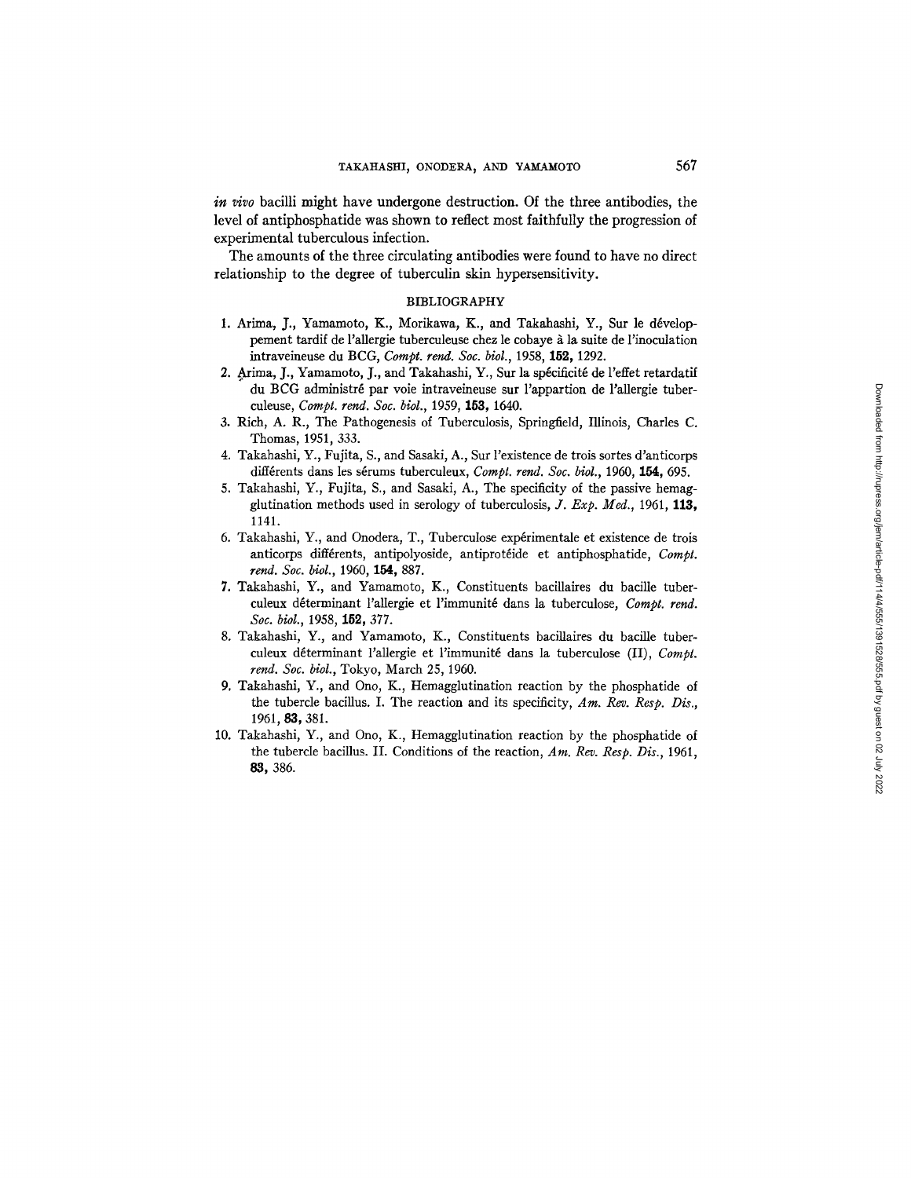*in vivo* bacilli might have undergone destruction. Of the three antibodies, the level of antiphosphatide was shown to reflect most faithfully the progression of experimental tuberculous infection.

The amounts of the three circulating antibodies were found to have no direct relationship to the degree of tuberculin skin hypersensitivity.

## BIBLIOGRAPHY

1. Arima, J., Yamamoto, K., Morikawa, K., and Takahashi, Y., Sur le développement tardif de l'allergie tuberculeuse chez le cobaye à la suite de l'inoculation intraveineuse du BCG, *Compt. rend. Soc. biol.*, 1958, **152,** 1292.
2. Arima, J., Yamamoto, J., and Takahashi, Y., Sur la spécificité de l'effet retardatif du BCG administré par voie intraveineuse sur l'appartion de l'allergie tuberculeuse, *Compt. rend. Soc. biol.*, 1959, **153,** 1640.
3. Rich, A. R., The Pathogenesis of Tuberculosis, Springfield, Illinois, Charles C. Thomas, 1951, 333.
4. Takahashi, Y., Fujita, S., and Sasaki, A., Sur l'existence de trois sortes d'anticorps différents dans les sérums tuberculeux, *Compt. rend. Soc. biol.*, 1960, **154,** 695.
5. Takahashi, Y., Fujita, S., and Sasaki, A., The specificity of the passive hemagglutination methods used in serology of tuberculosis, *J. Exp. Med.*, 1961, **113,** 1141.
6. Takahashi, Y., and Onodera, T., Tuberculose expérimentale et existence de trois anticorps différents, antipolyoside, antiprotéide et antiphosphatide, *Compt. rend. Soc. biol.*, 1960, **154,** 887.
7. Takahashi, Y., and Yamamoto, K., Constituents bacillaires du bacille tuberculeux déterminant l'allergie et l'immunité dans la tuberculose, *Compt. rend. Soc. biol.*, 1958, **152,** 377.
8. Takahashi, Y., and Yamamoto, K., Constituents bacillaires du bacille tuberculeux déterminant l'allergie et l'immunité dans la tuberculose (II), *Compt. rend. Soc. biol.*, Tokyo, March 25, 1960.
9. Takahashi, Y., and Ono, K., Hemagglutination reaction by the phosphatide of the tubercle bacillus. I. The reaction and its specificity, *Am. Rev. Resp. Dis.*, 1961, **83,** 381.
10. Takahashi, Y., and Ono, K., Hemagglutination reaction by the phosphatide of the tubercle bacillus. II. Conditions of the reaction, *Am. Rev. Resp. Dis.*, 1961, **83,** 386.